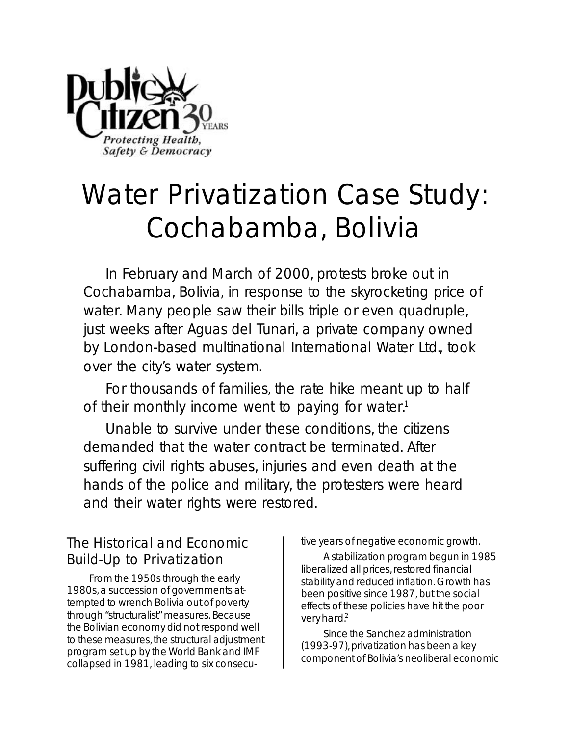# Water Privatization Case Study: Cochabamba, Bolivia

In February and March of 2000, protests broke out in Cochabamba, Bolivia, in response to the skyrocketing price of water. Many people saw their bills triple or even quadruple, just weeks after Aguas del Tunari, a private company owned by London-based multinational International Water Ltd., took over the city's water system.

For thousands of families, the rate hike meant up to half of their monthly income went to paying for water.[1]

Unable to survive under these conditions, the citizens demanded that the water contract be terminated. After suffering civil rights abuses, injuries and even death at the hands of the police and military, the protesters were heard and their water rights were restored.

## The Historical and Economic Build-Up to Privatization

From the 1950s through the early 1980s, a succession of governments attempted to wrench Bolivia out of poverty through "structuralist" measures. Because the Bolivian economy did not respond well to these measures, the structural adjustment program set up by the World Bank and IMF collapsed in 1981, leading to six consecutive years of negative economic growth.

A stabilization program begun in 1985 liberalized all prices, restored financial stability and reduced inflation. Growth has been positive since 1987, but the social effects of these policies have hit the poor very hard.[2]

Since the Sanchez administration (1993-97), privatization has been a key component of Bolivia's neoliberal economic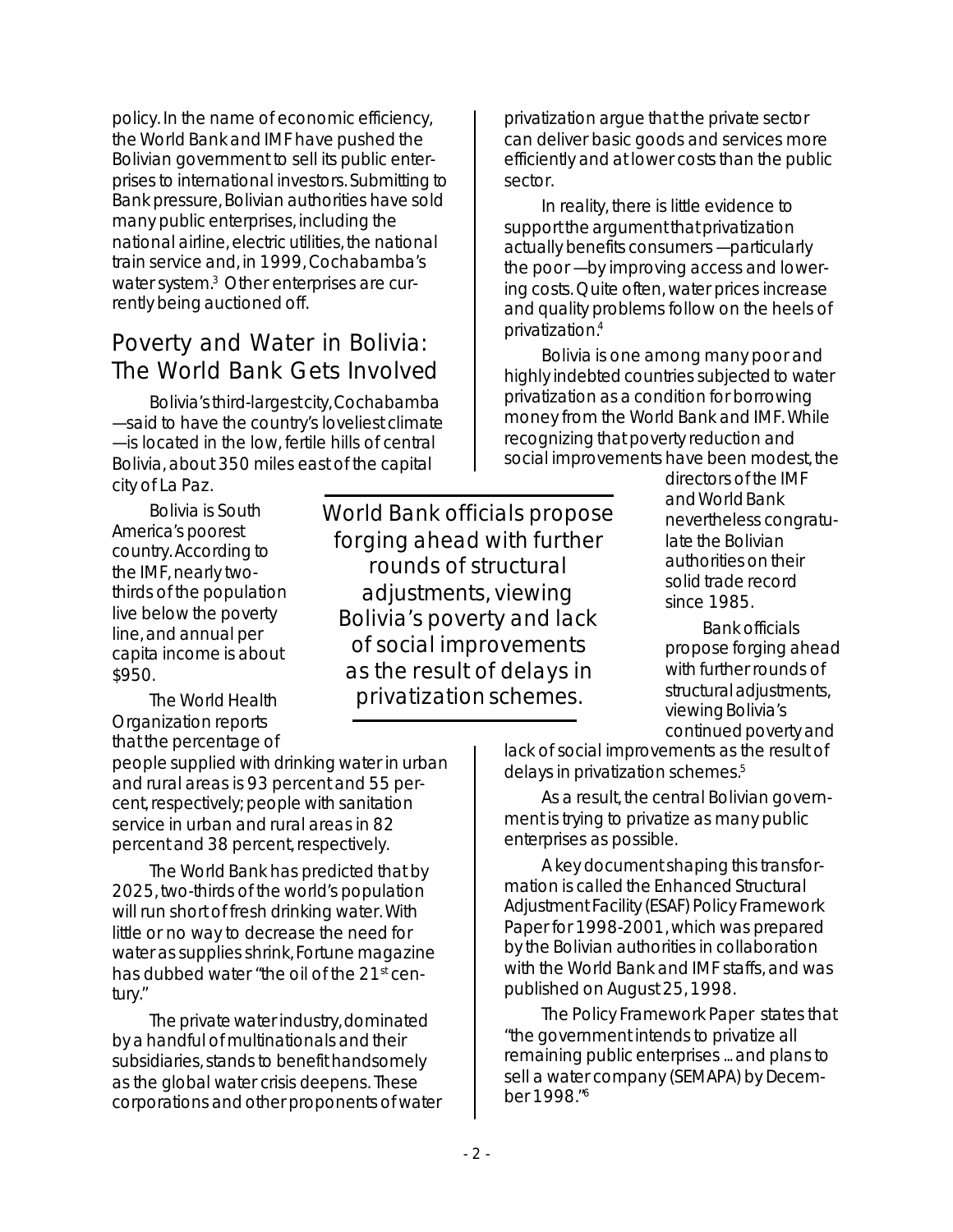policy. In the name of economic efficiency, the World Bank and IMF have pushed the Bolivian government to sell its public enterprises to international investors. Submitting to Bank pressure, Bolivian authorities have sold many public enterprises, including the national airline, electric utilities, the national train service and, in 1999, Cochabamba's water system.[3] Other enterprises are currently being auctioned off.

## Poverty and Water in Bolivia: The World Bank Gets Involved

Bolivia's third-largest city, Cochabamba —said to have the country's loveliest climate —is located in the low, fertile hills of central Bolivia, about 350 miles east of the capital city of La Paz.

Bolivia is South America's poorest country. According to the IMF, nearly two-thirds of the population live below the poverty line, and annual per capita income is about $950.

The World Health Organization reports that the percentage of people supplied with drinking water in urban and rural areas is 93 percent and 55 percent, respectively; people with sanitation service in urban and rural areas in 82 percent and 38 percent, respectively.

The World Bank has predicted that by 2025, two-thirds of the world's population will run short of fresh drinking water. With little or no way to decrease the need for water as supplies shrink, Fortune magazine has dubbed water "the oil of the 21st century."

The private water industry, dominated by a handful of multinationals and their subsidiaries, stands to benefit handsomely as the global water crisis deepens. These corporations and other proponents of water privatization argue that the private sector can deliver basic goods and services more efficiently and at lower costs than the public sector.

In reality, there is little evidence to support the argument that privatization actually benefits consumers —particularly the poor —by improving access and lowering costs. Quite often, water prices increase and quality problems follow on the heels of privatization.[4]

Bolivia is one among many poor and highly indebted countries subjected to water privatization as a condition for borrowing money from the World Bank and IMF. While recognizing that poverty reduction and social improvements have been modest, the directors of the IMF and World Bank nevertheless congratulate the Bolivian authorities on their solid trade record since 1985.

> World Bank officials propose forging ahead with further rounds of structural adjustments, viewing Bolivia's poverty and lack of social improvements as the result of delays in privatization schemes.

Bank officials propose forging ahead with further rounds of structural adjustments, viewing Bolivia's continued poverty and lack of social improvements as the result of delays in privatization schemes.[5]

As a result, the central Bolivian government is trying to privatize as many public enterprises as possible.

A key document shaping this transformation is called the Enhanced Structural Adjustment Facility (ESAF) Policy Framework Paper for 1998-2001, which was prepared by the Bolivian authorities in collaboration with the World Bank and IMF staffs, and was published on August 25, 1998.

The Policy Framework Paper states that "the government intends to privatize all remaining public enterprises ... and plans to sell a water company (SEMAPA) by December 1998."[6]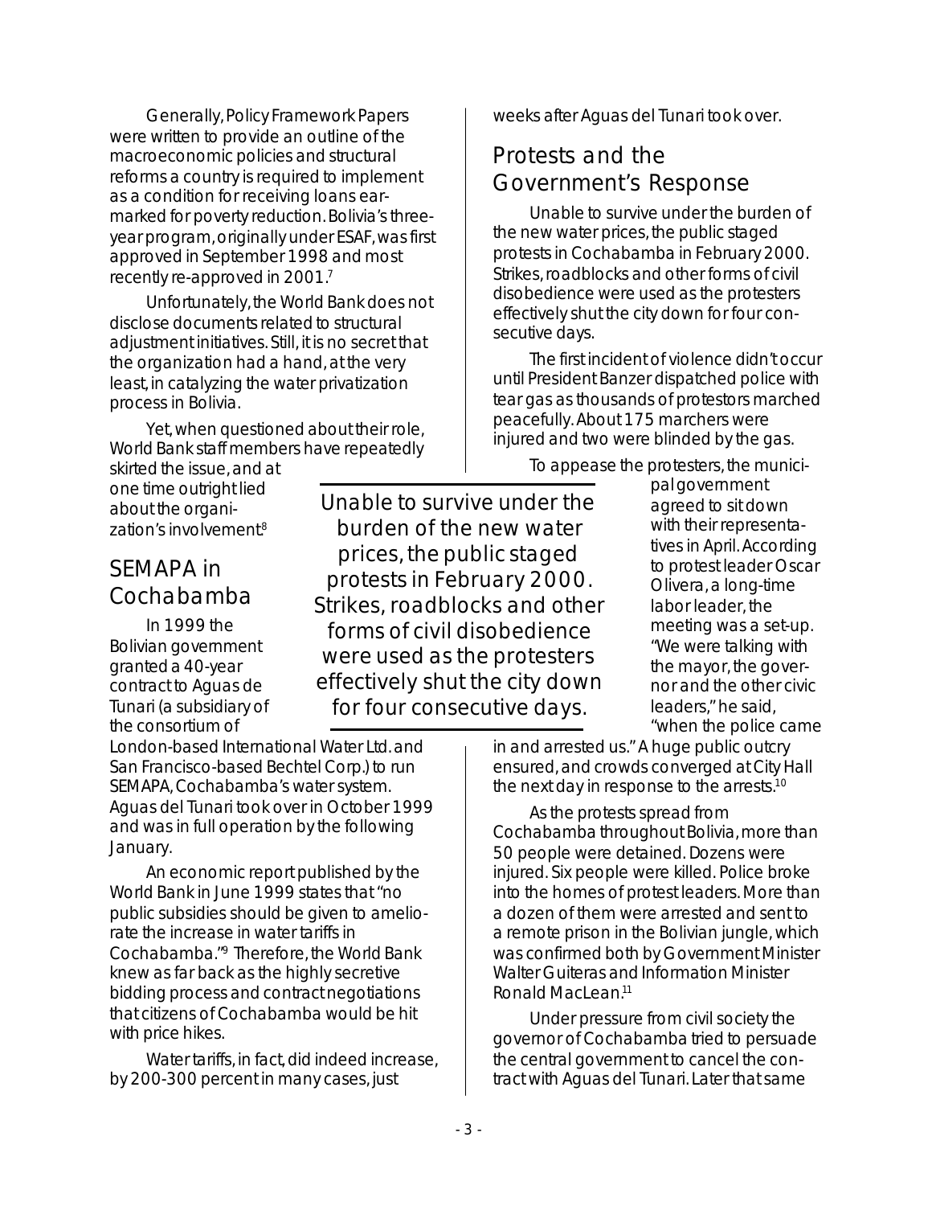Generally, Policy Framework Papers were written to provide an outline of the macroeconomic policies and structural reforms a country is required to implement as a condition for receiving loans ear-marked for poverty reduction. Bolivia's three-year program, originally under ESAF, was first approved in September 1998 and most recently re-approved in 2001.[7]

Unfortunately, the World Bank does not disclose documents related to structural adjustment initiatives. Still, it is no secret that the organization had a hand, at the very least, in catalyzing the water privatization process in Bolivia.

Yet, when questioned about their role, World Bank staff members have repeatedly skirted the issue, and at one time outright lied about the organization's involvement.[8]

## SEMAPA in Cochabamba

In 1999 the Bolivian government granted a 40-year contract to Aguas de Tunari (a subsidiary of the consortium of London-based International Water Ltd. and San Francisco-based Bechtel Corp.) to run SEMAPA, Cochabamba's water system. Aguas del Tunari took over in October 1999 and was in full operation by the following January.

An economic report published by the World Bank in June 1999 states that "no public subsidies should be given to ameliorate the increase in water tariffs in Cochabamba."[9] Therefore, the World Bank knew as far back as the highly secretive bidding process and contract negotiations that citizens of Cochabamba would be hit with price hikes.

Water tariffs, in fact, did indeed increase, by 200-300 percent in many cases, just weeks after Aguas del Tunari took over.

## Protests and the Government's Response

Unable to survive under the burden of the new water prices, the public staged protests in Cochabamba in February 2000. Strikes, roadblocks and other forms of civil disobedience were used as the protesters effectively shut the city down for four consecutive days.

The first incident of violence didn't occur until President Banzer dispatched police with tear gas as thousands of protestors marched peacefully. About 175 marchers were injured and two were blinded by the gas.

To appease the protesters, the municipal government agreed to sit down with their representatives in April. According to protest leader Oscar Olivera, a long-time labor leader, the meeting was a set-up. "We were talking with the mayor, the governor and the other civic leaders," he said, "when the police came in and arrested us." A huge public outcry ensured, and crowds converged at City Hall the next day in response to the arrests.[10]

As the protests spread from Cochabamba throughout Bolivia, more than 50 people were detained. Dozens were injured. Six people were killed. Police broke into the homes of protest leaders. More than a dozen of them were arrested and sent to a remote prison in the Bolivian jungle, which was confirmed both by Government Minister Walter Guiteras and Information Minister Ronald MacLean.[11]

Under pressure from civil society the governor of Cochabamba tried to persuade the central government to cancel the contract with Aguas del Tunari. Later that same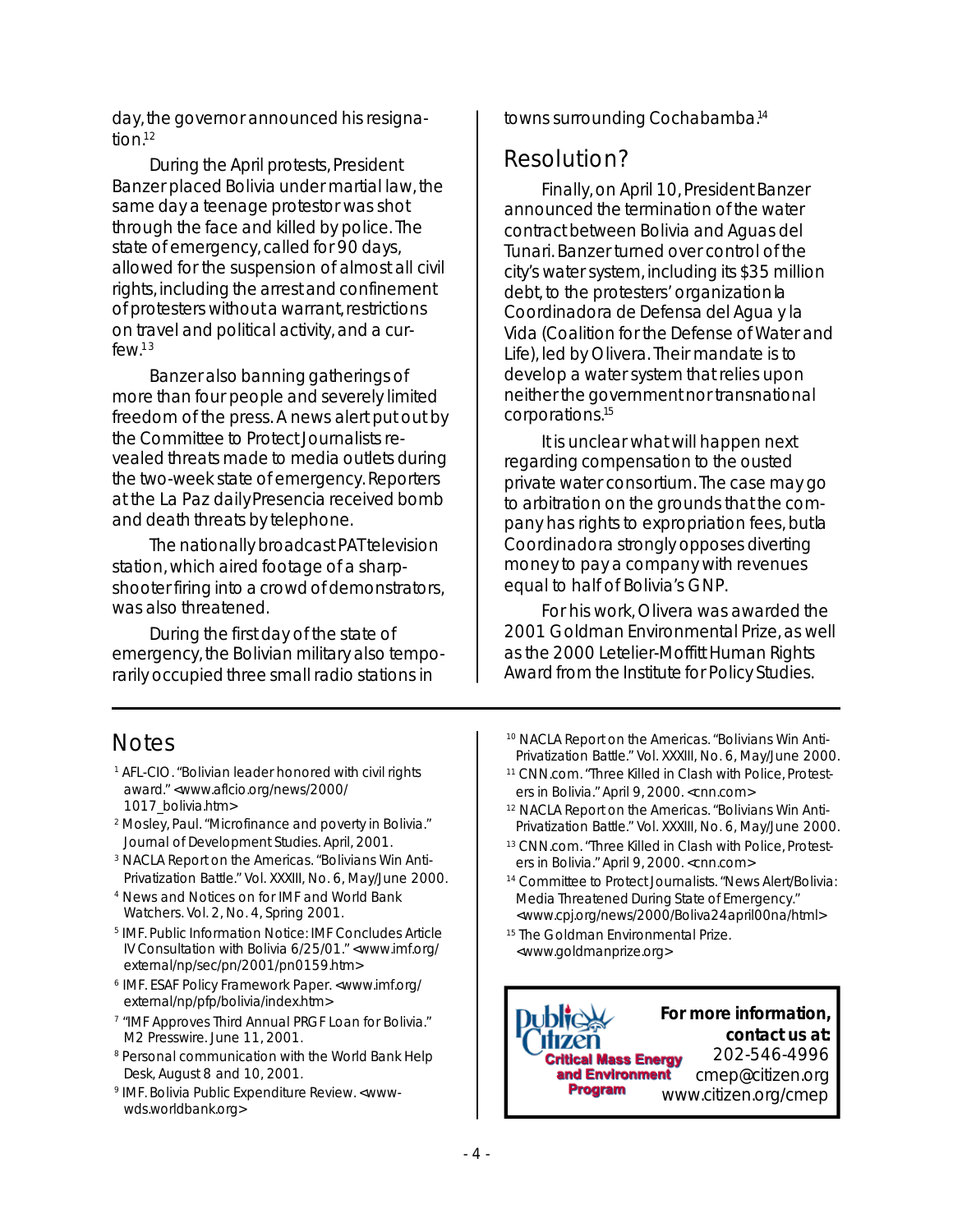day, the governor announced his resignation.[12]

During the April protests, President Banzer placed Bolivia under martial law, the same day a teenage protestor was shot through the face and killed by police. The state of emergency, called for 90 days, allowed for the suspension of almost all civil rights, including the arrest and confinement of protesters without a warrant, restrictions on travel and political activity, and a curfew.[13]

Banzer also banning gatherings of more than four people and severely limited freedom of the press. A news alert put out by the Committee to Protect Journalists revealed threats made to media outlets during the two-week state of emergency. Reporters at the La Paz daily Presencia received bomb and death threats by telephone.

The nationally broadcast PAT television station, which aired footage of a sharpshooter firing into a crowd of demonstrators, was also threatened.

During the first day of the state of emergency, the Bolivian military also temporarily occupied three small radio stations in towns surrounding Cochabamba.[14]

## Resolution?

Finally, on April 10, President Banzer announced the termination of the water contract between Bolivia and Aguas del Tunari. Banzer turned over control of the city's water system, including its $35 million debt, to the protesters' organization la Coordinadora de Defensa del Agua y la Vida (Coalition for the Defense of Water and Life), led by Olivera. Their mandate is to develop a water system that relies upon neither the government nor transnational corporations.[15]

It is unclear what will happen next regarding compensation to the ousted private water consortium. The case may go to arbitration on the grounds that the company has rights to expropriation fees, but la Coordinadora strongly opposes diverting money to pay a company with revenues equal to half of Bolivia's GNP.

For his work, Olivera was awarded the 2001 Goldman Environmental Prize, as well as the 2000 Letelier-Moffitt Human Rights Award from the Institute for Policy Studies.

---

## Notes

1. AFL-CIO. "Bolivian leader honored with civil rights award." <www.aflcio.org/news/2000/1017_bolivia.htm>
2. Mosley, Paul. "Microfinance and poverty in Bolivia." Journal of Development Studies. April, 2001.
3. NACLA Report on the Americas. "Bolivians Win Anti-Privatization Battle." Vol. XXXIII, No. 6, May/June 2000.
4. News and Notices on for IMF and World Bank Watchers. Vol. 2, No. 4, Spring 2001.
5. IMF. Public Information Notice: IMF Concludes Article IV Consultation with Bolivia 6/25/01." <www.imf.org/external/np/sec/pn/2001/pn0159.htm>
6. IMF. ESAF Policy Framework Paper. <www.imf.org/external/np/pfp/bolivia/index.htm>
7. "IMF Approves Third Annual PRGF Loan for Bolivia." M2 Presswire. June 11, 2001.
8. Personal communication with the World Bank Help Desk, August 8 and 10, 2001.
9. IMF. Bolivia Public Expenditure Review. <www-wds.worldbank.org>
10. NACLA Report on the Americas. "Bolivians Win Anti-Privatization Battle." Vol. XXXIII, No. 6, May/June 2000.
11. CNN.com. "Three Killed in Clash with Police, Protesters in Bolivia." April 9, 2000. <cnn.com>
12. NACLA Report on the Americas. "Bolivians Win Anti-Privatization Battle." Vol. XXXIII, No. 6, May/June 2000.
13. CNN.com. "Three Killed in Clash with Police, Protesters in Bolivia." April 9, 2000. <cnn.com>
14. Committee to Protect Journalists. "News Alert/Bolivia: Media Threatened During State of Emergency." <www.cpj.org/news/2000/Boliva24april00na/html>
15. The Goldman Environmental Prize. <www.goldmanprize.org>

Public Citizen
Critical Mass Energy and Environment Program

**For more information, contact us at:**
202-546-4996
cmep@citizen.org
www.citizen.org/cmep